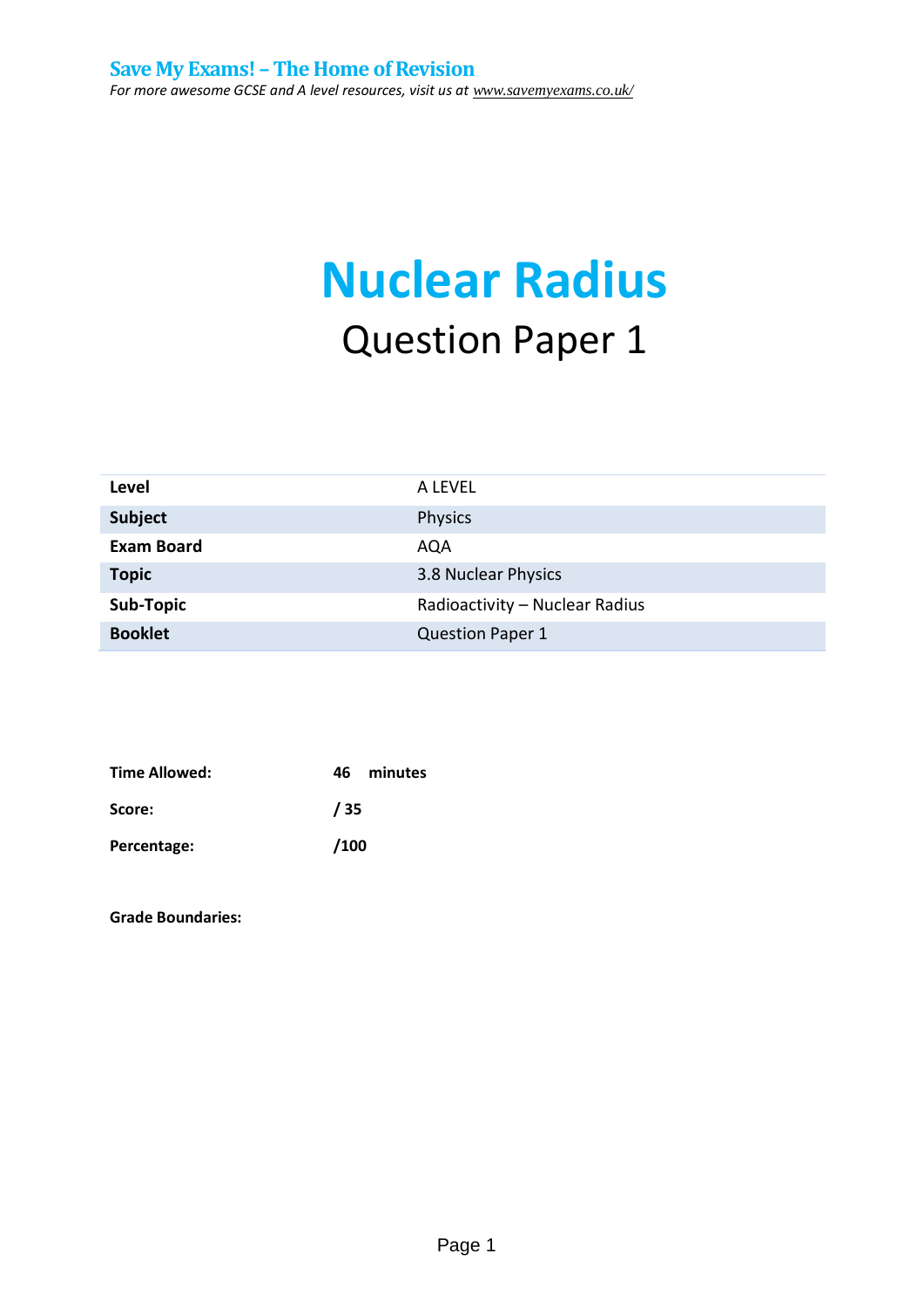**Save My Exams! – The Home of Revision**

*For more awesome GCSE and A level resources, visit us at www.savemyexams.co.uk/*

# Nuclear Radius

## Question Paper 1

| | |
|---|---|
| **Level** | A LEVEL |
| **Subject** | Physics |
| **Exam Board** | AQA |
| **Topic** | 3.8 Nuclear Physics |
| **Sub-Topic** | Radioactivity – Nuclear Radius |
| **Booklet** | Question Paper 1 |

| | |
|---|---|
| **Time Allowed:** | **46 minutes** |
| **Score:** | **/ 35** |
| **Percentage:** | **/100** |

**Grade Boundaries:**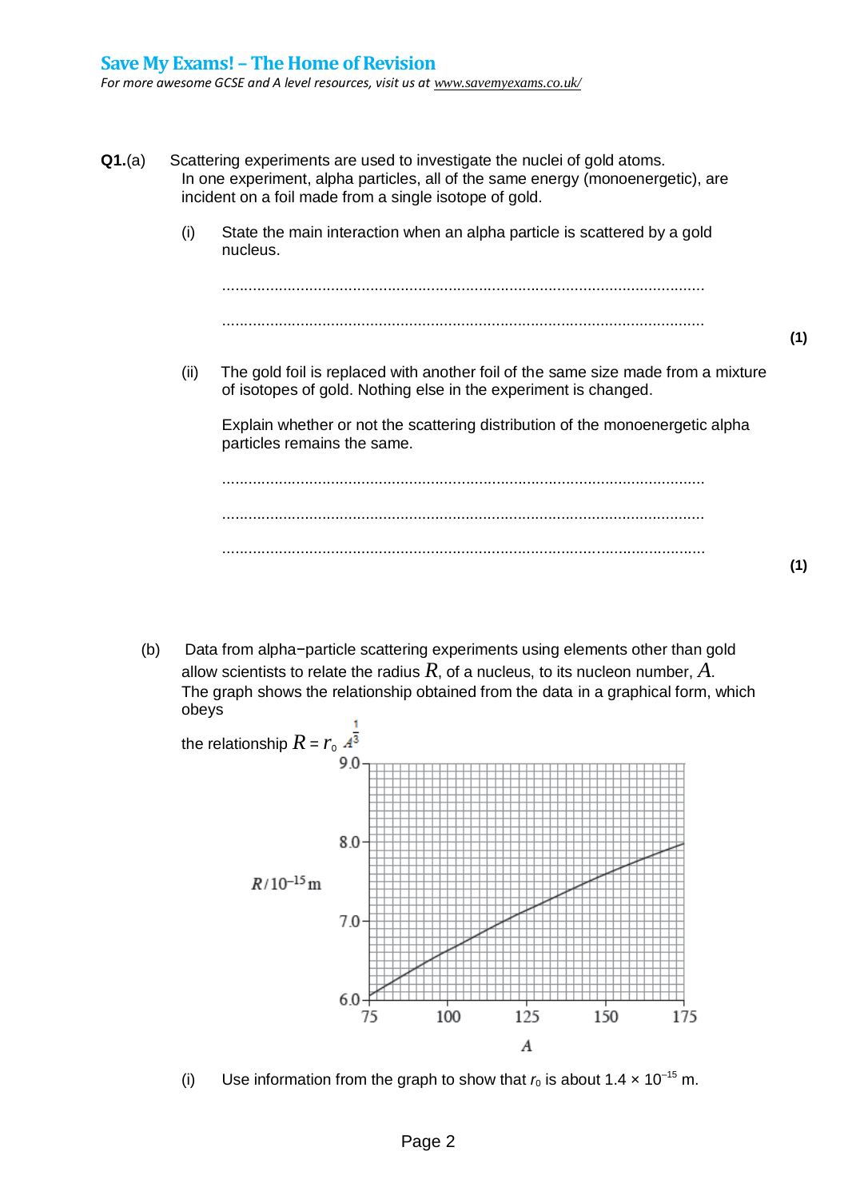**Q1.**(a) Scattering experiments are used to investigate the nuclei of gold atoms. In one experiment, alpha particles, all of the same energy (monoenergetic), are incident on a foil made from a single isotope of gold.

(i) State the main interaction when an alpha particle is scattered by a gold nucleus.

...............................................................................................................

............................................................................................................... **(1)**

(ii) The gold foil is replaced with another foil of the same size made from a mixture of isotopes of gold. Nothing else in the experiment is changed.

Explain whether or not the scattering distribution of the monoenergetic alpha particles remains the same.

...............................................................................................................

...............................................................................................................

............................................................................................................... **(1)**

(b) Data from alpha−particle scattering experiments using elements other than gold allow scientists to relate the radius $R$, of a nucleus, to its nucleon number, $A$. The graph shows the relationship obtained from the data in a graphical form, which obeys

the relationship $R = r_0 A^{\frac{1}{3}}$

(Graph: $R/10^{-15}$ m (6.0 to 9.0) against $A$ (75 to 175); curve rising from about 6.0 at $A$ = 75 to about 8.0 at $A$ = 175.)

(i) Use information from the graph to show that $r_0$ is about $1.4 \times 10^{-15}$ m.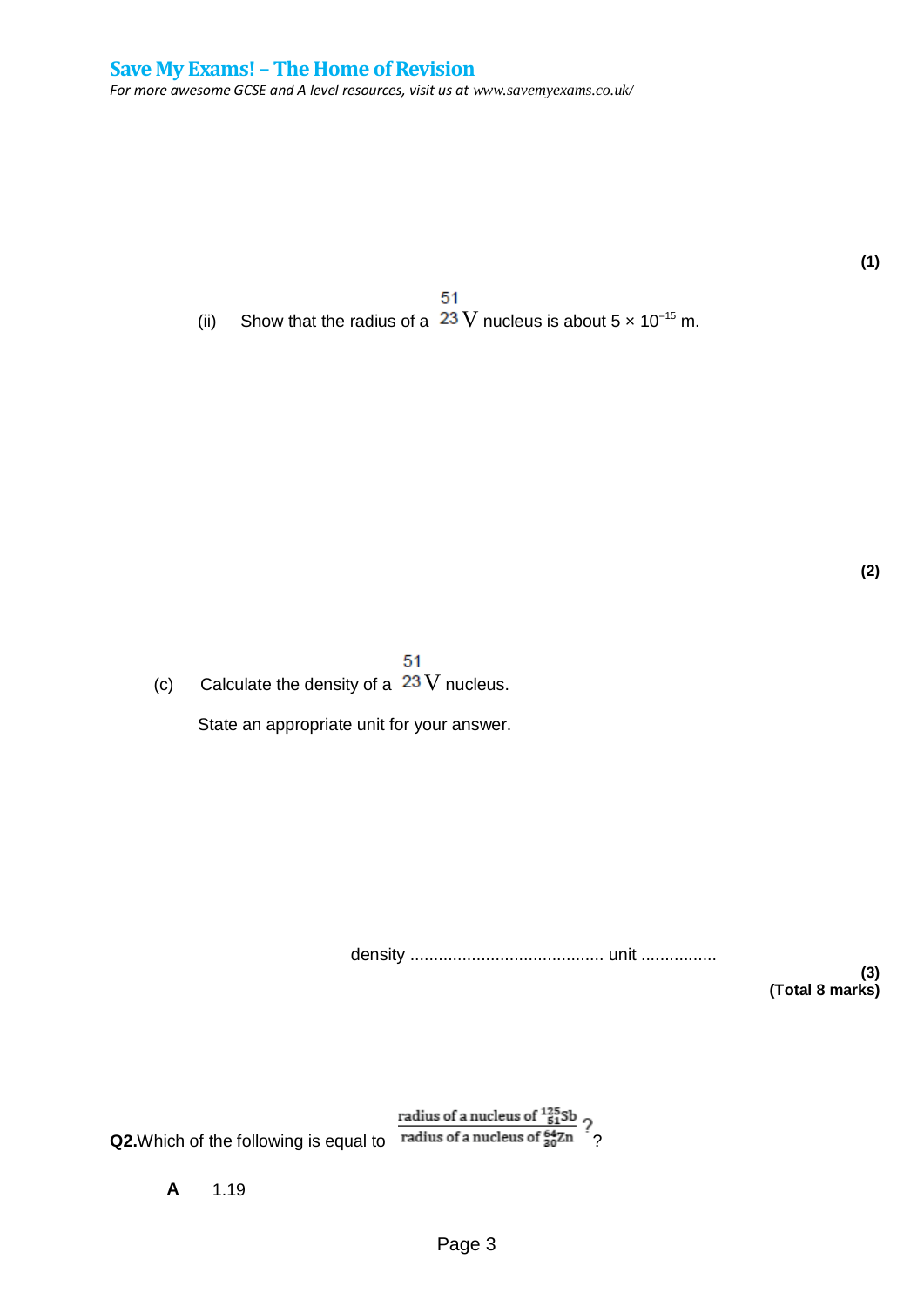**(1)**

(ii) Show that the radius of a $^{51}_{23}\text{V}$ nucleus is about $5 \times 10^{-15}$ m.

**(2)**

(c) Calculate the density of a $^{51}_{23}\text{V}$ nucleus.

State an appropriate unit for your answer.

density ......................................... unit ................

**(3)**
**(Total 8 marks)**

**Q2.** Which of the following is equal to $\dfrac{\text{radius of a nucleus of } ^{125}_{51}\text{Sb}}{\text{radius of a nucleus of } ^{64}_{30}\text{Zn}}$ ?

**A** 1.19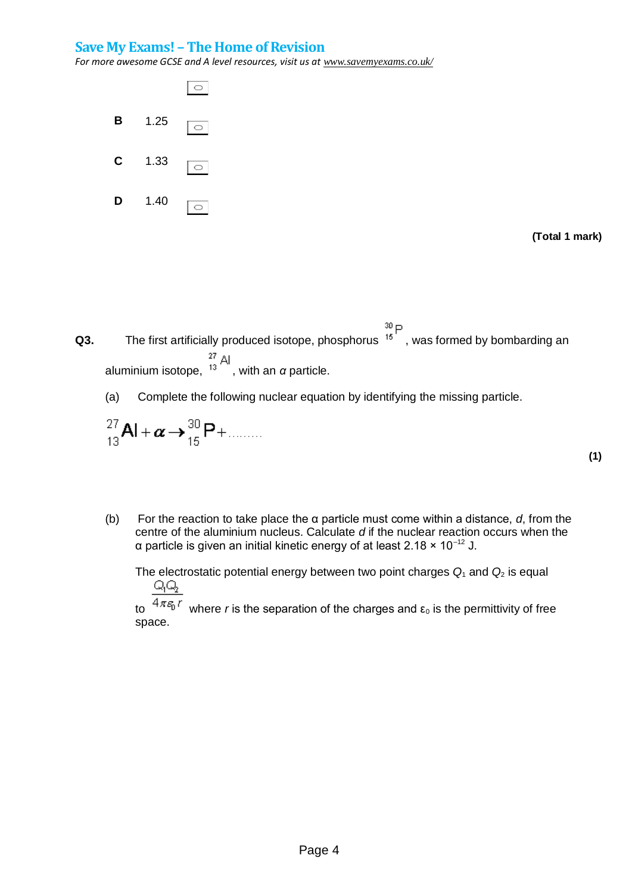○

**B** 1.25 ○

**C** 1.33 ○

**D** 1.40 ○

**(Total 1 mark)**

**Q3.** The first artificially produced isotope, phosphorus $^{30}_{15}\text{P}$, was formed by bombarding an aluminium isotope, $^{27}_{13}\text{Al}$, with an *α* particle.

(a) Complete the following nuclear equation by identifying the missing particle.

$$^{27}_{13}\text{Al} + \alpha \rightarrow \, ^{30}_{15}\text{P} + \ldots\ldots\ldots$$

**(1)**

(b) For the reaction to take place the α particle must come within a distance, *d*, from the centre of the aluminium nucleus. Calculate *d* if the nuclear reaction occurs when the α particle is given an initial kinetic energy of at least $2.18 \times 10^{-12}$ J.

The electrostatic potential energy between two point charges $Q_1$ and $Q_2$ is equal to $\frac{Q_1 Q_2}{4\pi\varepsilon_0 r}$ where $r$ is the separation of the charges and $\varepsilon_0$ is the permittivity of free space.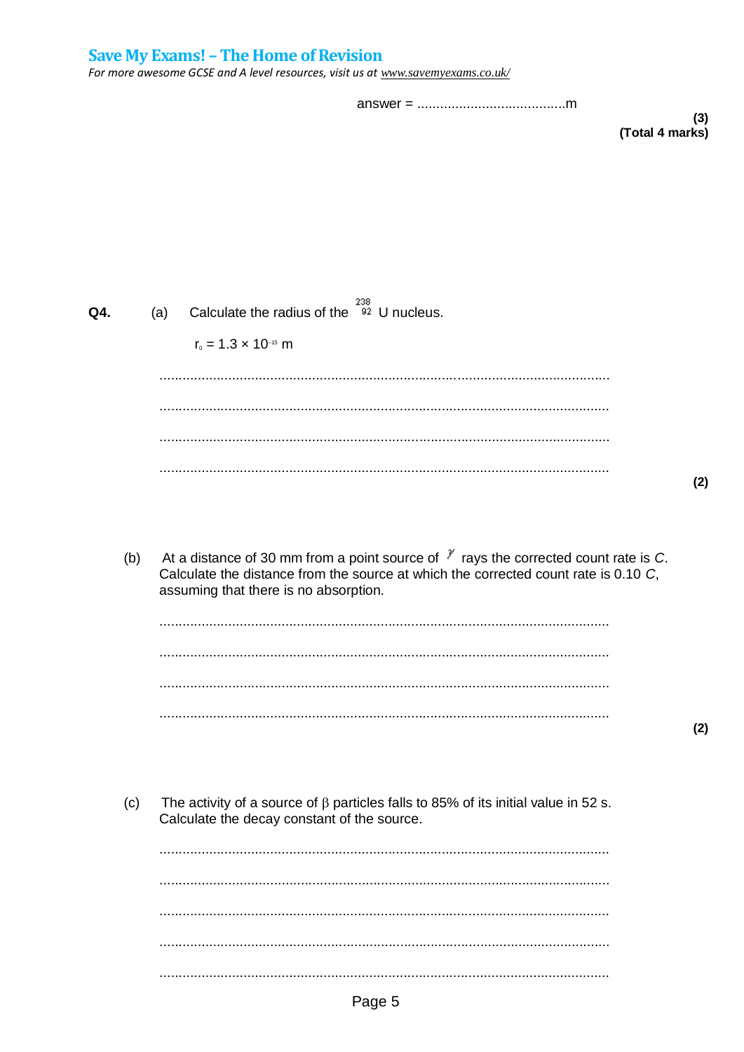answer = ....................................... m

**(3)**
**(Total 4 marks)**

**Q4.** (a) Calculate the radius of the $^{238}_{92}U$ nucleus.

$r_0 = 1.3 \times 10^{-15}$ m

.....................................................................................................................

.....................................................................................................................

.....................................................................................................................

.....................................................................................................................

**(2)**

(b) At a distance of 30 mm from a point source of $\gamma$ rays the corrected count rate is *C*. Calculate the distance from the source at which the corrected count rate is 0.10 *C*, assuming that there is no absorption.

.....................................................................................................................

.....................................................................................................................

.....................................................................................................................

.....................................................................................................................

**(2)**

(c) The activity of a source of $\beta$ particles falls to 85% of its initial value in 52 s. Calculate the decay constant of the source.

.....................................................................................................................

.....................................................................................................................

.....................................................................................................................

.....................................................................................................................

.....................................................................................................................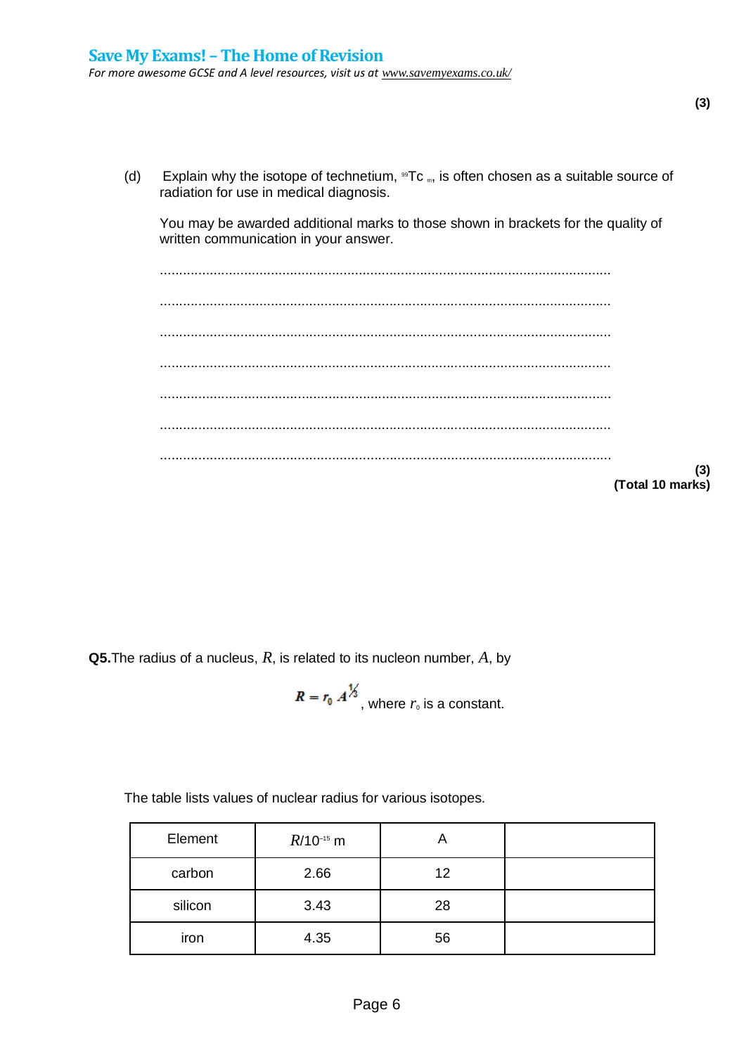**(3)**

(d) Explain why the isotope of technetium, $^{99}Tc_m$, is often chosen as a suitable source of radiation for use in medical diagnosis.

You may be awarded additional marks to those shown in brackets for the quality of written communication in your answer.

.....................................................................................................................

.....................................................................................................................

.....................................................................................................................

.....................................................................................................................

.....................................................................................................................

.....................................................................................................................

.....................................................................................................................

**(3)**
**(Total 10 marks)**

**Q5.** The radius of a nucleus, $R$, is related to its nucleon number, $A$, by

$$R = r_0 A^{1/3}$$ , where $r_0$ is a constant.

The table lists values of nuclear radius for various isotopes.

| Element | $R/10^{-15}$ m | A | |
|---|---|---|---|
| carbon | 2.66 | 12 | |
| silicon | 3.43 | 28 | |
| iron | 4.35 | 56 | |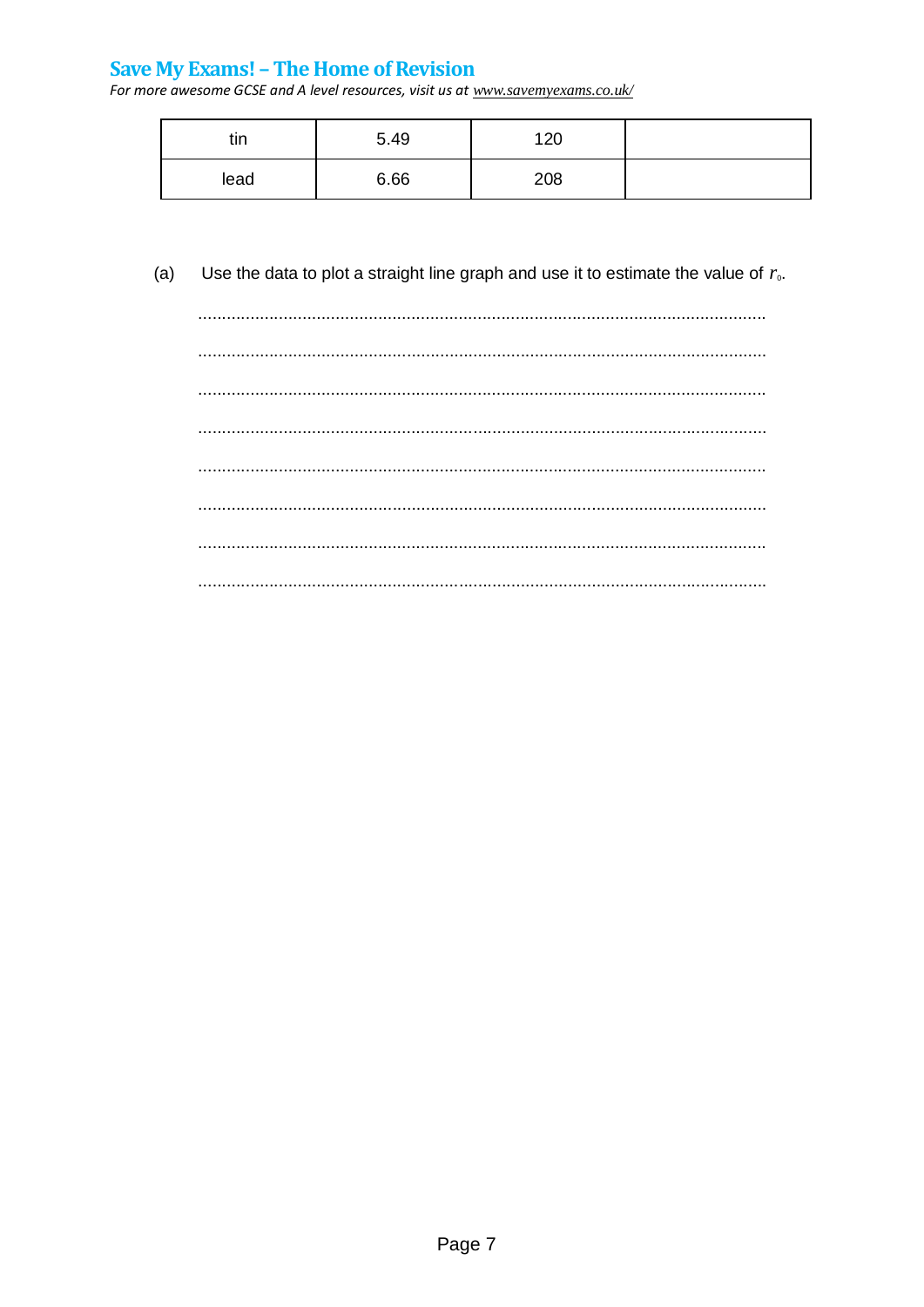| tin | 5.49 | 120 | |
|---|---|---|---|
| lead | 6.66 | 208 | |

(a) Use the data to plot a straight line graph and use it to estimate the value of $r_0$.

.......................................................................................................................

.......................................................................................................................

.......................................................................................................................

.......................................................................................................................

.......................................................................................................................

.......................................................................................................................

.......................................................................................................................

.......................................................................................................................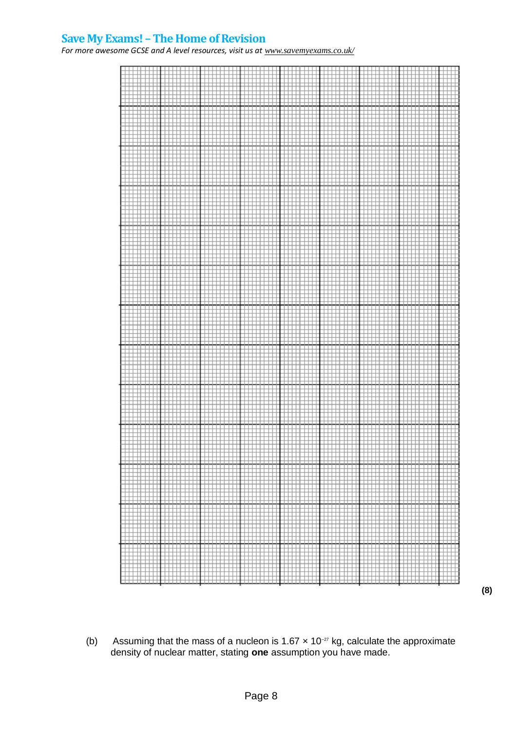**(8)**

(b) Assuming that the mass of a nucleon is $1.67 \times 10^{-27}$ kg, calculate the approximate density of nuclear matter, stating **one** assumption you have made.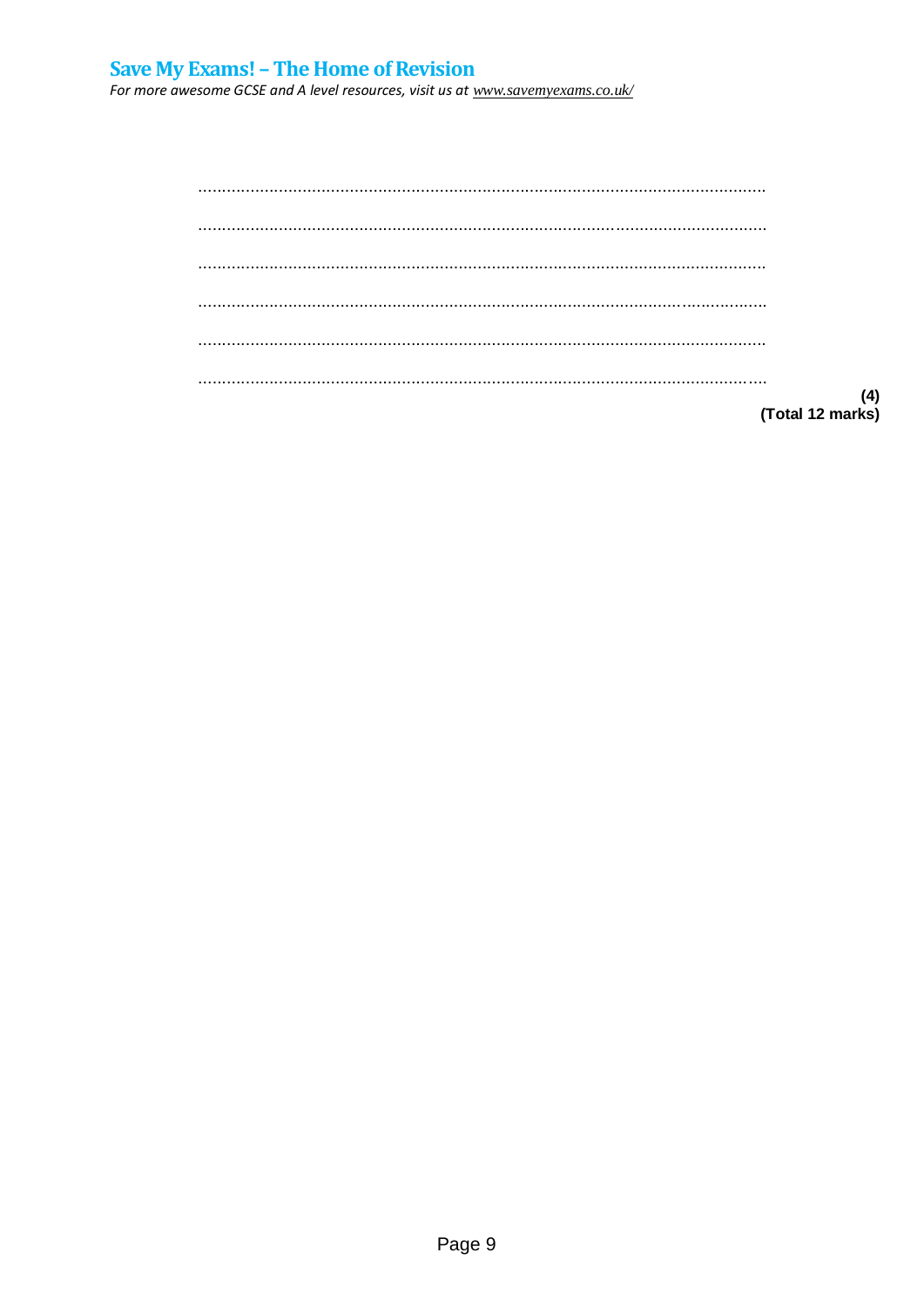.......................................................................................................................

.......................................................................................................................

.......................................................................................................................

.......................................................................................................................

.......................................................................................................................

.......................................................................................................................

**(4)**
**(Total 12 marks)**